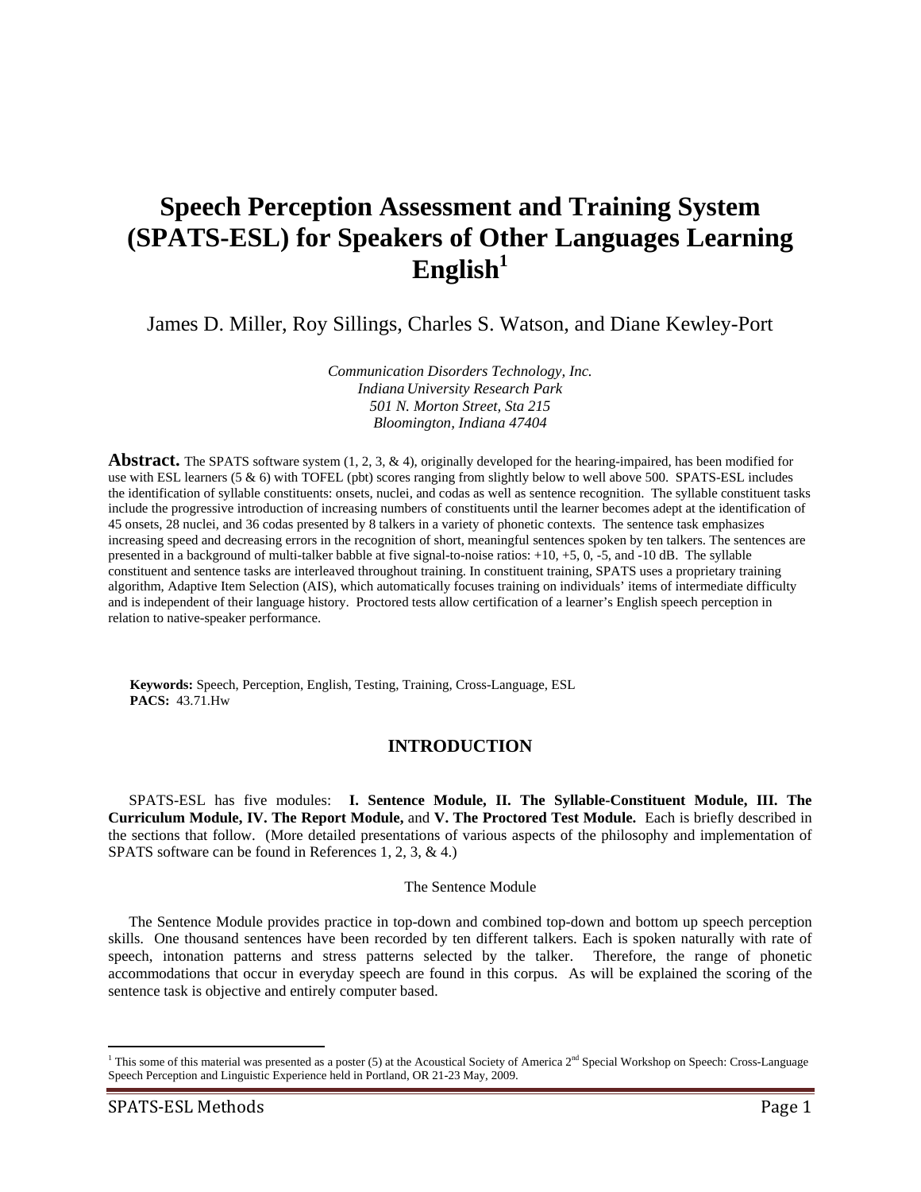# Speech Perception Assessment and Training System (SPATS-ESL) for Speakers of Other Languages Learning English[1]

James D. Miller, Roy Sillings, Charles S. Watson, and Diane Kewley-Port

*Communication Disorders Technology, Inc.*
*Indiana University Research Park*
*501 N. Morton Street, Sta 215*
*Bloomington, Indiana 47404*

**Abstract.** The SPATS software system (1, 2, 3, & 4), originally developed for the hearing-impaired, has been modified for use with ESL learners (5 & 6) with TOFEL (pbt) scores ranging from slightly below to well above 500. SPATS-ESL includes the identification of syllable constituents: onsets, nuclei, and codas as well as sentence recognition. The syllable constituent tasks include the progressive introduction of increasing numbers of constituents until the learner becomes adept at the identification of 45 onsets, 28 nuclei, and 36 codas presented by 8 talkers in a variety of phonetic contexts. The sentence task emphasizes increasing speed and decreasing errors in the recognition of short, meaningful sentences spoken by ten talkers. The sentences are presented in a background of multi-talker babble at five signal-to-noise ratios: +10, +5, 0, -5, and -10 dB. The syllable constituent and sentence tasks are interleaved throughout training. In constituent training, SPATS uses a proprietary training algorithm, Adaptive Item Selection (AIS), which automatically focuses training on individuals' items of intermediate difficulty and is independent of their language history. Proctored tests allow certification of a learner's English speech perception in relation to native-speaker performance.

**Keywords:** Speech, Perception, English, Testing, Training, Cross-Language, ESL
**PACS:** 43.71.Hw

## INTRODUCTION

SPATS-ESL has five modules: **I. Sentence Module, II. The Syllable-Constituent Module, III. The Curriculum Module, IV. The Report Module,** and **V. The Proctored Test Module.** Each is briefly described in the sections that follow. (More detailed presentations of various aspects of the philosophy and implementation of SPATS software can be found in References 1, 2, 3, & 4.)

### The Sentence Module

The Sentence Module provides practice in top-down and combined top-down and bottom up speech perception skills. One thousand sentences have been recorded by ten different talkers. Each is spoken naturally with rate of speech, intonation patterns and stress patterns selected by the talker. Therefore, the range of phonetic accommodations that occur in everyday speech are found in this corpus. As will be explained the scoring of the sentence task is objective and entirely computer based.

---

[1] This some of this material was presented as a poster (5) at the Acoustical Society of America 2nd Special Workshop on Speech: Cross-Language Speech Perception and Linguistic Experience held in Portland, OR 21-23 May, 2009.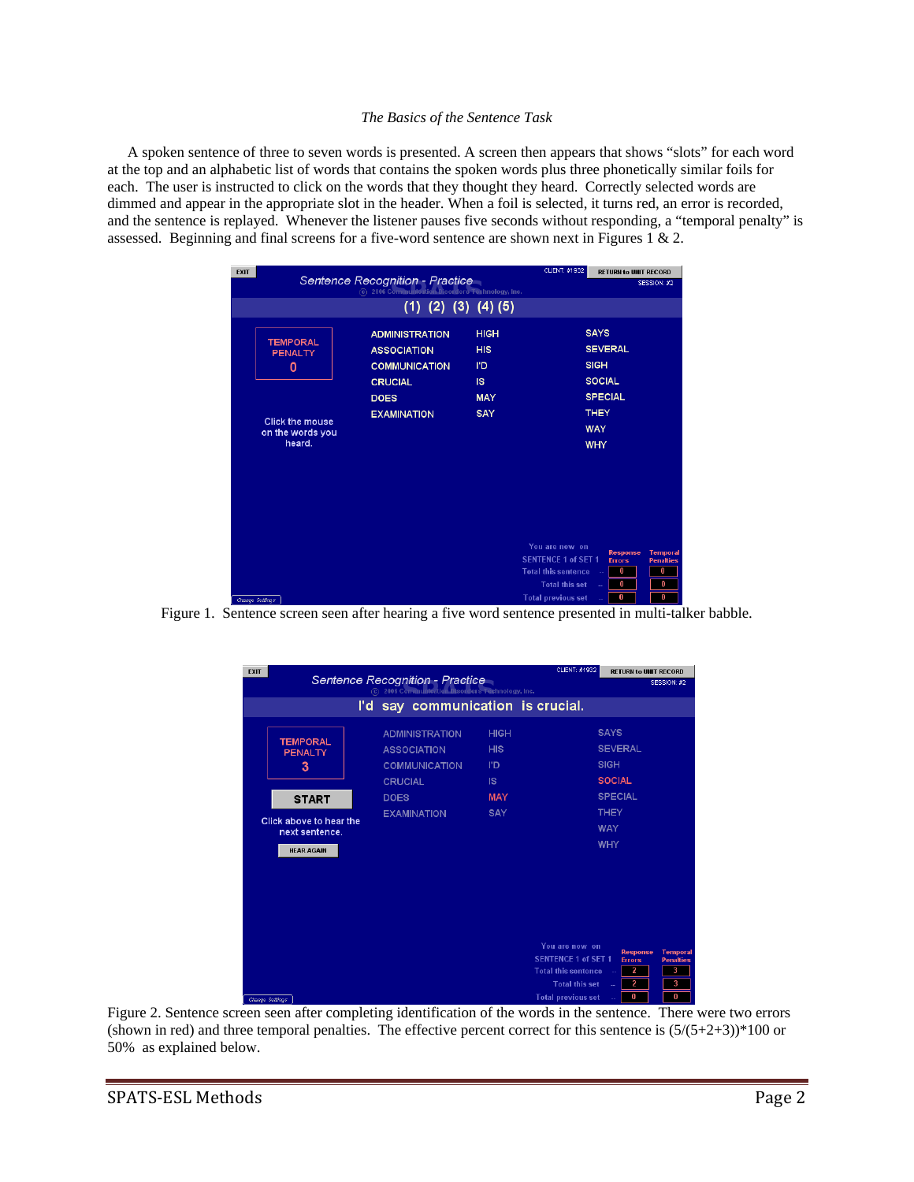*The Basics of the Sentence Task*

A spoken sentence of three to seven words is presented. A screen then appears that shows "slots" for each word at the top and an alphabetic list of words that contains the spoken words plus three phonetically similar foils for each. The user is instructed to click on the words that they thought they heard. Correctly selected words are dimmed and appear in the appropriate slot in the header. When a foil is selected, it turns red, an error is recorded, and the sentence is replayed. Whenever the listener pauses five seconds without responding, a "temporal penalty" is assessed. Beginning and final screens for a five-word sentence are shown next in Figures 1 & 2.

Figure 1. Sentence screen seen after hearing a five word sentence presented in multi-talker babble.

Figure 2. Sentence screen seen after completing identification of the words in the sentence. There were two errors (shown in red) and three temporal penalties. The effective percent correct for this sentence is $(5/(5+2+3))*100$ or 50% as explained below.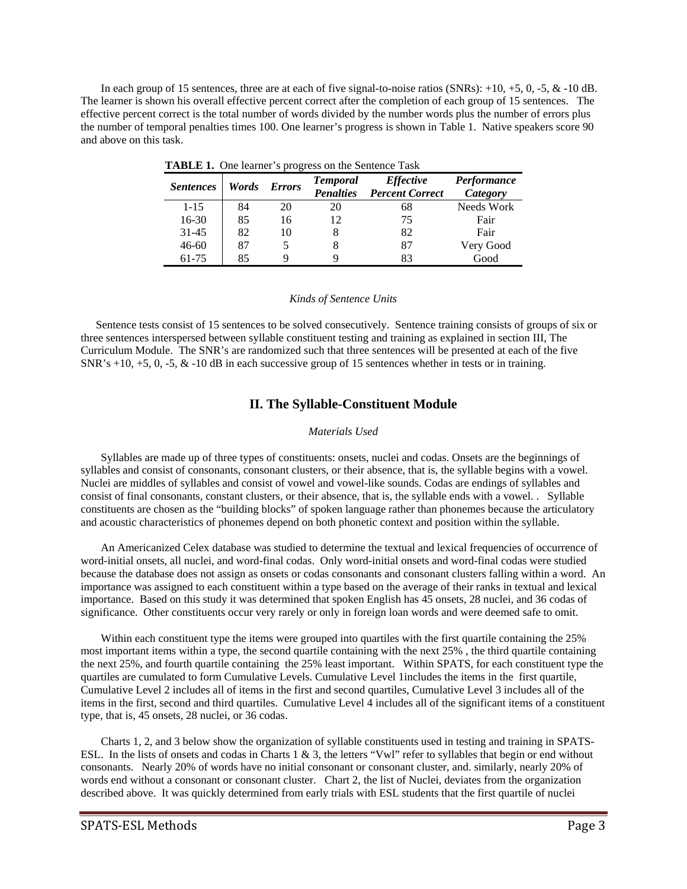In each group of 15 sentences, three are at each of five signal-to-noise ratios (SNRs): +10, +5, 0, -5, & -10 dB. The learner is shown his overall effective percent correct after the completion of each group of 15 sentences. The effective percent correct is the total number of words divided by the number words plus the number of errors plus the number of temporal penalties times 100. One learner's progress is shown in Table 1. Native speakers score 90 and above on this task.

**TABLE 1.** One learner's progress on the Sentence Task

| *Sentences* | *Words* | *Errors* | *Temporal Penalties* | *Effective Percent Correct* | *Performance Category* |
|---|---|---|---|---|---|
| 1-15 | 84 | 20 | 20 | 68 | Needs Work |
| 16-30 | 85 | 16 | 12 | 75 | Fair |
| 31-45 | 82 | 10 | 8 | 82 | Fair |
| 46-60 | 87 | 5 | 8 | 87 | Very Good |
| 61-75 | 85 | 9 | 9 | 83 | Good |

### *Kinds of Sentence Units*

Sentence tests consist of 15 sentences to be solved consecutively. Sentence training consists of groups of six or three sentences interspersed between syllable constituent testing and training as explained in section III, The Curriculum Module. The SNR's are randomized such that three sentences will be presented at each of the five SNR's +10, +5, 0, -5, & -10 dB in each successive group of 15 sentences whether in tests or in training.

## II. The Syllable-Constituent Module

### *Materials Used*

Syllables are made up of three types of constituents: onsets, nuclei and codas. Onsets are the beginnings of syllables and consist of consonants, consonant clusters, or their absence, that is, the syllable begins with a vowel. Nuclei are middles of syllables and consist of vowel and vowel-like sounds. Codas are endings of syllables and consist of final consonants, constant clusters, or their absence, that is, the syllable ends with a vowel. . Syllable constituents are chosen as the "building blocks" of spoken language rather than phonemes because the articulatory and acoustic characteristics of phonemes depend on both phonetic context and position within the syllable.

An Americanized Celex database was studied to determine the textual and lexical frequencies of occurrence of word-initial onsets, all nuclei, and word-final codas. Only word-initial onsets and word-final codas were studied because the database does not assign as onsets or codas consonants and consonant clusters falling within a word. An importance was assigned to each constituent within a type based on the average of their ranks in textual and lexical importance. Based on this study it was determined that spoken English has 45 onsets, 28 nuclei, and 36 codas of significance. Other constituents occur very rarely or only in foreign loan words and were deemed safe to omit.

Within each constituent type the items were grouped into quartiles with the first quartile containing the 25% most important items within a type, the second quartile containing with the next 25% , the third quartile containing the next 25%, and fourth quartile containing the 25% least important. Within SPATS, for each constituent type the quartiles are cumulated to form Cumulative Levels. Cumulative Level 1includes the items in the first quartile, Cumulative Level 2 includes all of items in the first and second quartiles, Cumulative Level 3 includes all of the items in the first, second and third quartiles. Cumulative Level 4 includes all of the significant items of a constituent type, that is, 45 onsets, 28 nuclei, or 36 codas.

Charts 1, 2, and 3 below show the organization of syllable constituents used in testing and training in SPATS-ESL. In the lists of onsets and codas in Charts 1 & 3, the letters "Vwl" refer to syllables that begin or end without consonants. Nearly 20% of words have no initial consonant or consonant cluster, and. similarly, nearly 20% of words end without a consonant or consonant cluster. Chart 2, the list of Nuclei, deviates from the organization described above. It was quickly determined from early trials with ESL students that the first quartile of nuclei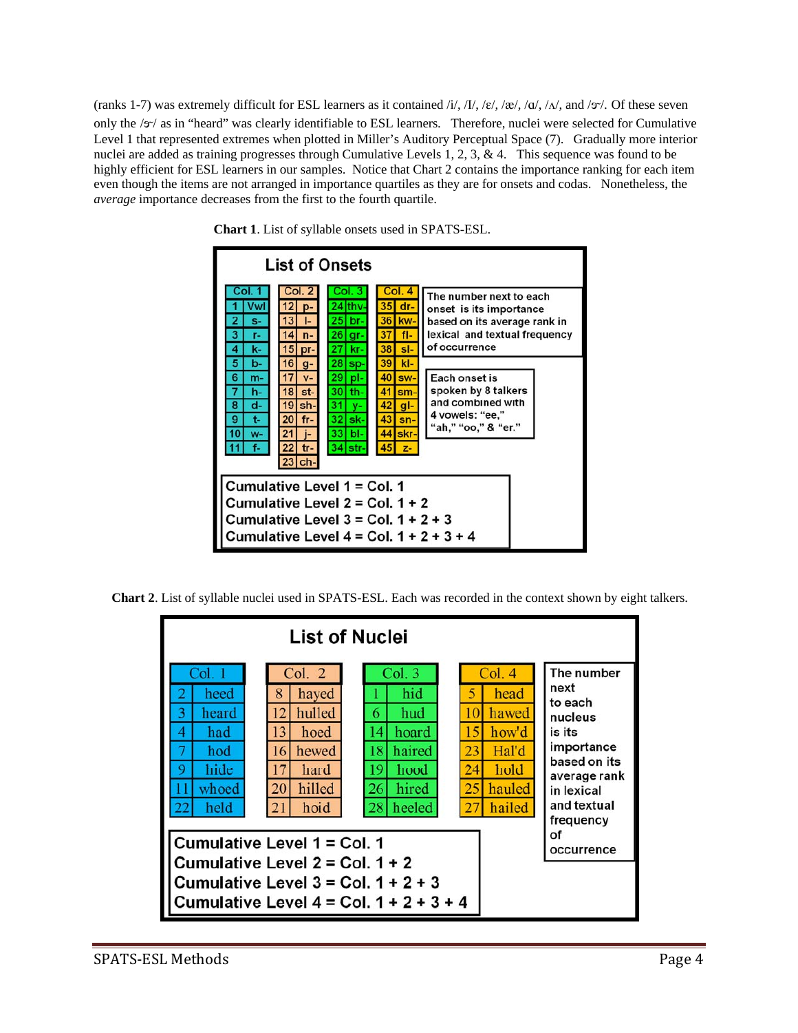(ranks 1-7) was extremely difficult for ESL learners as it contained /i/, /I/, /ɛ/, /æ/, /ɑ/, /ʌ/, and /ɝ/. Of these seven only the /ɝ/ as in "heard" was clearly identifiable to ESL learners. Therefore, nuclei were selected for Cumulative Level 1 that represented extremes when plotted in Miller's Auditory Perceptual Space (7). Gradually more interior nuclei are added as training progresses through Cumulative Levels 1, 2, 3, & 4. This sequence was found to be highly efficient for ESL learners in our samples. Notice that Chart 2 contains the importance ranking for each item even though the items are not arranged in importance quartiles as they are for onsets and codas. Nonetheless, the *average* importance decreases from the first to the fourth quartile.

**Chart 1**. List of syllable onsets used in SPATS-ESL.

**List of Onsets**

| Col. 1 | | Col. 2 | | Col. 3 | | Col. 4 | |
|---|---|---|---|---|---|---|---|
| 1 | Vwl | 12 | p- | 24 | thv- | 35 | dr- |
| 2 | s- | 13 | l- | 25 | br- | 36 | kw- |
| 3 | r- | 14 | n- | 26 | gr- | 37 | fl- |
| 4 | k- | 15 | pr- | 27 | kr- | 38 | sl- |
| 5 | b- | 16 | g- | 28 | sp- | 39 | kl- |
| 6 | m- | 17 | v- | 29 | pl- | 40 | sw- |
| 7 | h- | 18 | st- | 30 | th- | 41 | sm- |
| 8 | d- | 19 | sh- | 31 | y- | 42 | gl- |
| 9 | t- | 20 | fr- | 32 | sk- | 43 | sn- |
| 10 | w- | 21 | j- | 33 | bl- | 44 | skr- |
| 11 | f- | 22 | tr- | 34 | str- | 45 | z- |
| | | 23 | ch- | | | | |

The number next to each onset is its importance based on its average rank in lexical and textual frequency of occurrence

Each onset is spoken by 8 talkers and combined with 4 vowels: "ee," "ah," "oo," & "er."

Cumulative Level 1 = Col. 1
Cumulative Level 2 = Col. 1 + 2
Cumulative Level 3 = Col. 1 + 2 + 3
Cumulative Level 4 = Col. 1 + 2 + 3 + 4

**Chart 2**. List of syllable nuclei used in SPATS-ESL. Each was recorded in the context shown by eight talkers.

**List of Nuclei**

| Col. 1 | | Col. 2 | | Col. 3 | | Col. 4 | |
|---|---|---|---|---|---|---|---|
| 2 | heed | 8 | hayed | 1 | hid | 5 | head |
| 3 | heard | 12 | hulled | 6 | hud | 10 | hawed |
| 4 | had | 13 | hoed | 14 | hoard | 15 | how'd |
| 7 | hod | 16 | hewed | 18 | haired | 23 | Hal'd |
| 9 | hide | 17 | hard | 19 | hood | 24 | hold |
| 11 | whoed | 20 | hilled | 26 | hired | 25 | hauled |
| 22 | held | 21 | hoid | 28 | heeled | 27 | hailed |

The number next to each nucleus is its importance based on its average rank in lexical and textual frequency of occurrence

Cumulative Level 1 = Col. 1
Cumulative Level 2 = Col. 1 + 2
Cumulative Level 3 = Col. 1 + 2 + 3
Cumulative Level 4 = Col. 1 + 2 + 3 + 4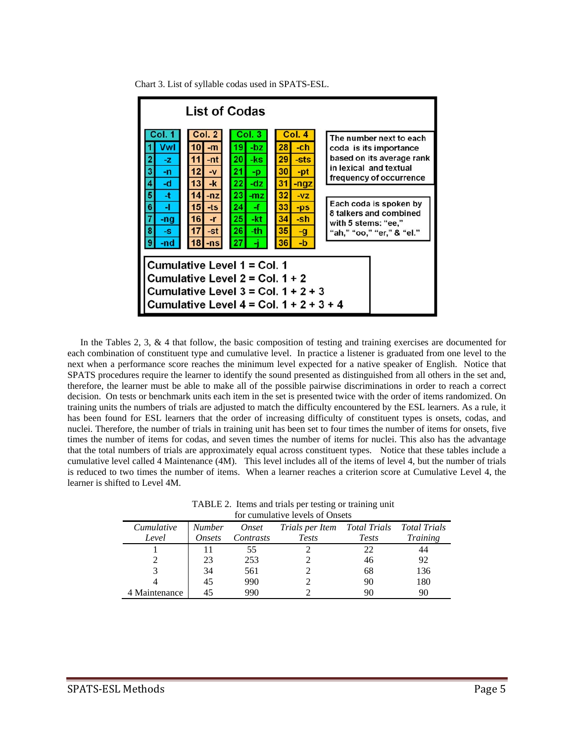Chart 3. List of syllable codas used in SPATS-ESL.

**List of Codas**

| Col. 1 | | Col. 2 | | Col. 3 | | Col. 4 | |
|---|---|---|---|---|---|---|---|
| 1 | Vwl | 10 | -m | 19 | -bz | 28 | -ch |
| 2 | -z | 11 | -nt | 20 | -ks | 29 | -sts |
| 3 | -n | 12 | -v | 21 | -p | 30 | -pt |
| 4 | -d | 13 | -k | 22 | -dz | 31 | -ngz |
| 5 | -t | 14 | -nz | 23 | -mz | 32 | -vz |
| 6 | -l | 15 | -ts | 24 | -f | 33 | -ps |
| 7 | -ng | 16 | -r | 25 | -kt | 34 | -sh |
| 8 | -s | 17 | -st | 26 | -th | 35 | -g |
| 9 | -nd | 18 | -ns | 27 | -j | 36 | -b |

The number next to each coda is its importance based on its average rank in lexical and textual frequency of occurrence

Each coda is spoken by 8 talkers and combined with 5 stems: "ee," "ah," "oo," "er," & "el."

Cumulative Level 1 = Col. 1
Cumulative Level 2 = Col. 1 + 2
Cumulative Level 3 = Col. 1 + 2 + 3
Cumulative Level 4 = Col. 1 + 2 + 3 + 4

In the Tables 2, 3, & 4 that follow, the basic composition of testing and training exercises are documented for each combination of constituent type and cumulative level. In practice a listener is graduated from one level to the next when a performance score reaches the minimum level expected for a native speaker of English. Notice that SPATS procedures require the learner to identify the sound presented as distinguished from all others in the set and, therefore, the learner must be able to make all of the possible pairwise discriminations in order to reach a correct decision. On tests or benchmark units each item in the set is presented twice with the order of items randomized. On training units the numbers of trials are adjusted to match the difficulty encountered by the ESL learners. As a rule, it has been found for ESL learners that the order of increasing difficulty of constituent types is onsets, codas, and nuclei. Therefore, the number of trials in training unit has been set to four times the number of items for onsets, five times the number of items for codas, and seven times the number of items for nuclei. This also has the advantage that the total numbers of trials are approximately equal across constituent types. Notice that these tables include a cumulative level called 4 Maintenance (4M). This level includes all of the items of level 4, but the number of trials is reduced to two times the number of items. When a learner reaches a criterion score at Cumulative Level 4, the learner is shifted to Level 4M.

TABLE 2. Items and trials per testing or training unit for cumulative levels of Onsets

| *Cumulative Level* | *Number Onsets* | *Onset Contrasts* | *Trials per Item Tests* | *Total Trials Tests* | *Total Trials Training* |
|---|---|---|---|---|---|
| 1 | 11 | 55 | 2 | 22 | 44 |
| 2 | 23 | 253 | 2 | 46 | 92 |
| 3 | 34 | 561 | 2 | 68 | 136 |
| 4 | 45 | 990 | 2 | 90 | 180 |
| 4 Maintenance | 45 | 990 | 2 | 90 | 90 |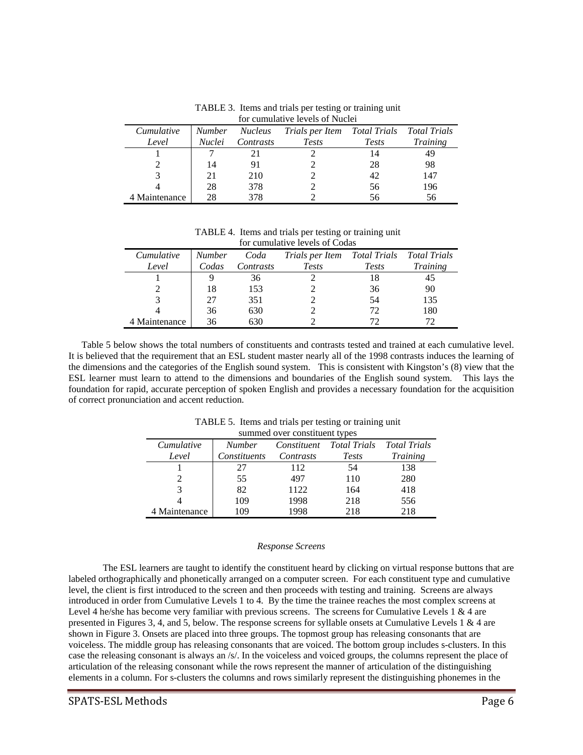TABLE 3. Items and trials per testing or training unit for cumulative levels of Nuclei

| *Cumulative Level* | *Number Nuclei* | *Nucleus Contrasts* | *Trials per Item Tests* | *Total Trials Tests* | *Total Trials Training* |
|---|---|---|---|---|---|
| 1 | 7 | 21 | 2 | 14 | 49 |
| 2 | 14 | 91 | 2 | 28 | 98 |
| 3 | 21 | 210 | 2 | 42 | 147 |
| 4 | 28 | 378 | 2 | 56 | 196 |
| 4 Maintenance | 28 | 378 | 2 | 56 | 56 |

TABLE 4. Items and trials per testing or training unit for cumulative levels of Codas

| *Cumulative Level* | *Number Codas* | *Coda Contrasts* | *Trials per Item Tests* | *Total Trials Tests* | *Total Trials Training* |
|---|---|---|---|---|---|
| 1 | 9 | 36 | 2 | 18 | 45 |
| 2 | 18 | 153 | 2 | 36 | 90 |
| 3 | 27 | 351 | 2 | 54 | 135 |
| 4 | 36 | 630 | 2 | 72 | 180 |
| 4 Maintenance | 36 | 630 | 2 | 72 | 72 |

Table 5 below shows the total numbers of constituents and contrasts tested and trained at each cumulative level. It is believed that the requirement that an ESL student master nearly all of the 1998 contrasts induces the learning of the dimensions and the categories of the English sound system. This is consistent with Kingston's (8) view that the ESL learner must learn to attend to the dimensions and boundaries of the English sound system. This lays the foundation for rapid, accurate perception of spoken English and provides a necessary foundation for the acquisition of correct pronunciation and accent reduction.

TABLE 5. Items and trials per testing or training unit summed over constituent types

| *Cumulative Level* | *Number Constituents* | *Constituent Contrasts* | *Total Trials Tests* | *Total Trials Training* |
|---|---|---|---|---|
| 1 | 27 | 112 | 54 | 138 |
| 2 | 55 | 497 | 110 | 280 |
| 3 | 82 | 1122 | 164 | 418 |
| 4 | 109 | 1998 | 218 | 556 |
| 4 Maintenance | 109 | 1998 | 218 | 218 |

*Response Screens*

The ESL learners are taught to identify the constituent heard by clicking on virtual response buttons that are labeled orthographically and phonetically arranged on a computer screen. For each constituent type and cumulative level, the client is first introduced to the screen and then proceeds with testing and training. Screens are always introduced in order from Cumulative Levels 1 to 4. By the time the trainee reaches the most complex screens at Level 4 he/she has become very familiar with previous screens. The screens for Cumulative Levels 1 & 4 are presented in Figures 3, 4, and 5, below. The response screens for syllable onsets at Cumulative Levels 1 & 4 are shown in Figure 3. Onsets are placed into three groups. The topmost group has releasing consonants that are voiceless. The middle group has releasing consonants that are voiced. The bottom group includes s-clusters. In this case the releasing consonant is always an /s/. In the voiceless and voiced groups, the columns represent the place of articulation of the releasing consonant while the rows represent the manner of articulation of the distinguishing elements in a column. For s-clusters the columns and rows similarly represent the distinguishing phonemes in the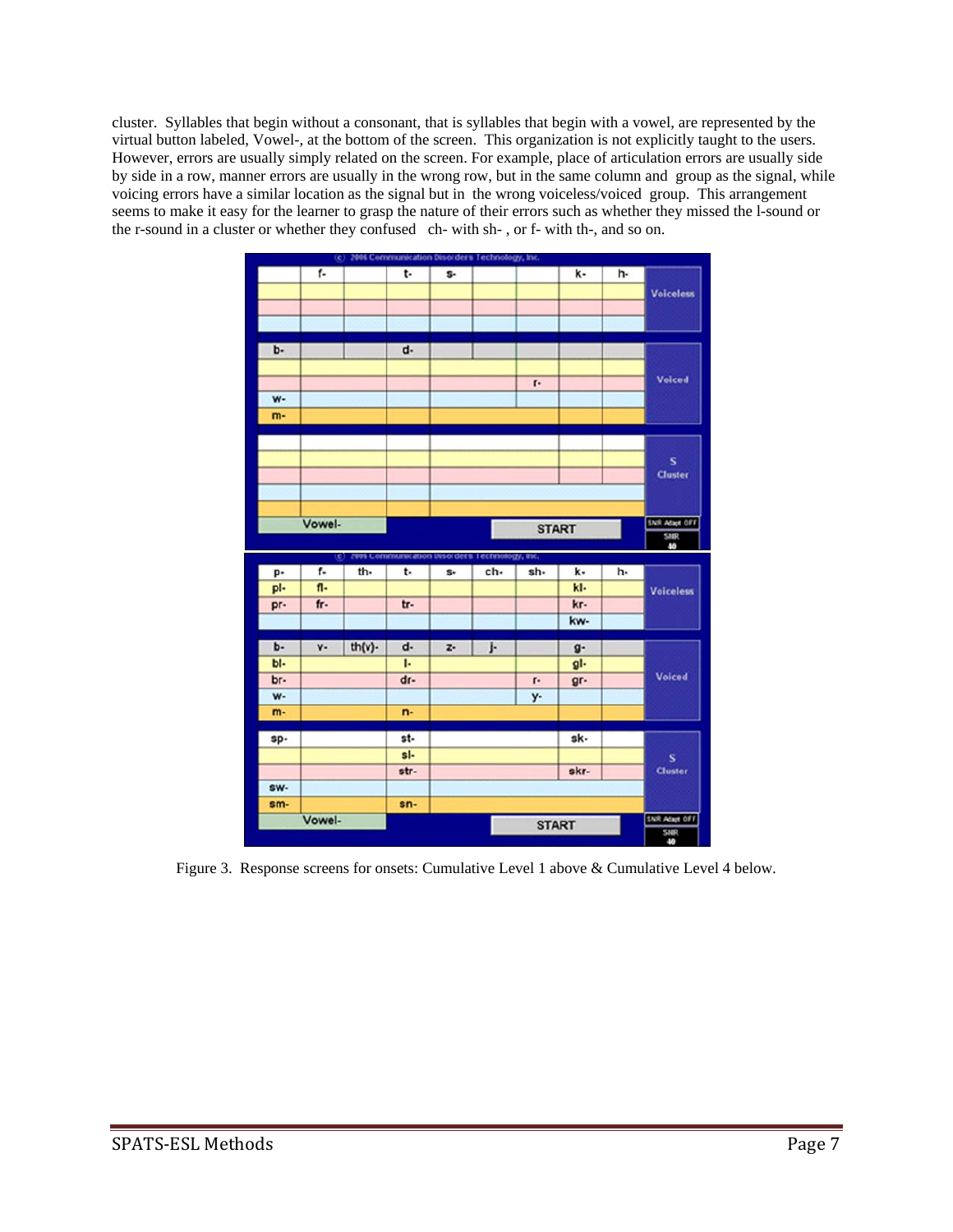cluster. Syllables that begin without a consonant, that is syllables that begin with a vowel, are represented by the virtual button labeled, Vowel-, at the bottom of the screen. This organization is not explicitly taught to the users. However, errors are usually simply related on the screen. For example, place of articulation errors are usually side by side in a row, manner errors are usually in the wrong row, but in the same column and group as the signal, while voicing errors have a similar location as the signal but in the wrong voiceless/voiced group. This arrangement seems to make it easy for the learner to grasp the nature of their errors such as whether they missed the l-sound or the r-sound in a cluster or whether they confused ch- with sh- , or f- with th-, and so on.

Figure 3. Response screens for onsets: Cumulative Level 1 above & Cumulative Level 4 below.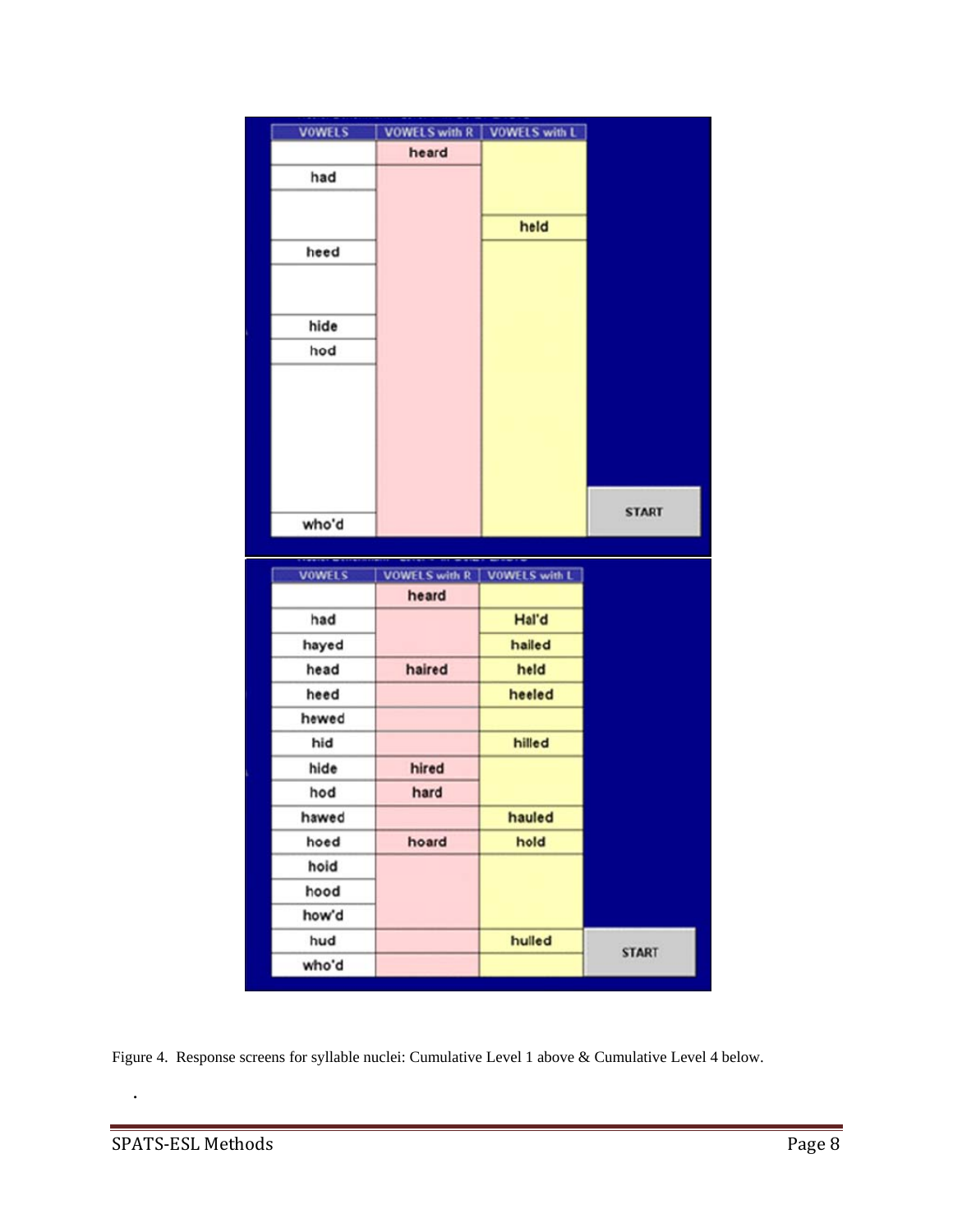| VOWELS | VOWELS with R | VOWELS with L |
|---|---|---|
| | heard | |
| had | | |
| | | held |
| heed | | |
| hide | | |
| hod | | |
| who'd | | |

START

| VOWELS | VOWELS with R | VOWELS with L |
|---|---|---|
| | heard | |
| had | | Hal'd |
| hayed | | hailed |
| head | haired | held |
| heed | | heeled |
| hewed | | |
| hid | | hilled |
| hide | hired | |
| hod | hard | |
| hawed | | hauled |
| hoed | hoard | hold |
| hoid | | |
| hood | | |
| how'd | | |
| hud | | hulled |
| who'd | | |

START

Figure 4. Response screens for syllable nuclei: Cumulative Level 1 above & Cumulative Level 4 below.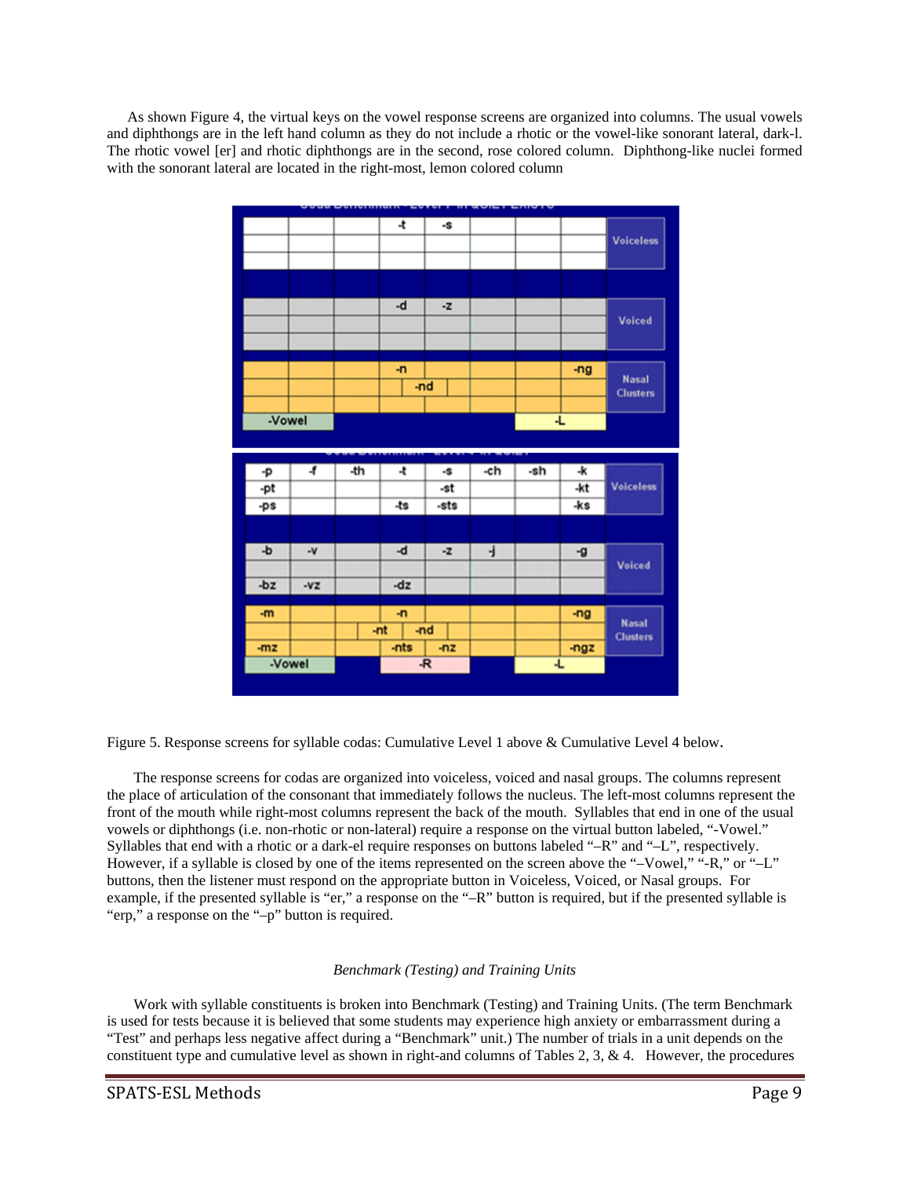As shown Figure 4, the virtual keys on the vowel response screens are organized into columns. The usual vowels and diphthongs are in the left hand column as they do not include a rhotic or the vowel-like sonorant lateral, dark-l. The rhotic vowel [er] and rhotic diphthongs are in the second, rose colored column. Diphthong-like nuclei formed with the sonorant lateral are located in the right-most, lemon colored column

Figure 5. Response screens for syllable codas: Cumulative Level 1 above & Cumulative Level 4 below.

The response screens for codas are organized into voiceless, voiced and nasal groups. The columns represent the place of articulation of the consonant that immediately follows the nucleus. The left-most columns represent the front of the mouth while right-most columns represent the back of the mouth. Syllables that end in one of the usual vowels or diphthongs (i.e. non-rhotic or non-lateral) require a response on the virtual button labeled, "-Vowel." Syllables that end with a rhotic or a dark-el require responses on buttons labeled "–R" and "–L", respectively. However, if a syllable is closed by one of the items represented on the screen above the "–Vowel," "-R," or "–L" buttons, then the listener must respond on the appropriate button in Voiceless, Voiced, or Nasal groups. For example, if the presented syllable is "er," a response on the "–R" button is required, but if the presented syllable is "erp," a response on the "–p" button is required.

### *Benchmark (Testing) and Training Units*

Work with syllable constituents is broken into Benchmark (Testing) and Training Units. (The term Benchmark is used for tests because it is believed that some students may experience high anxiety or embarrassment during a "Test" and perhaps less negative affect during a "Benchmark" unit.) The number of trials in a unit depends on the constituent type and cumulative level as shown in right-and columns of Tables 2, 3, & 4. However, the procedures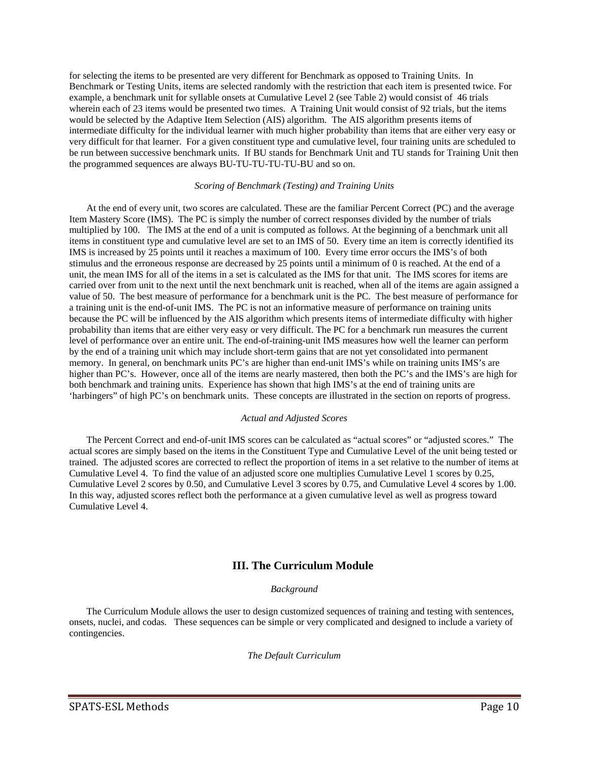for selecting the items to be presented are very different for Benchmark as opposed to Training Units. In Benchmark or Testing Units, items are selected randomly with the restriction that each item is presented twice. For example, a benchmark unit for syllable onsets at Cumulative Level 2 (see Table 2) would consist of 46 trials wherein each of 23 items would be presented two times. A Training Unit would consist of 92 trials, but the items would be selected by the Adaptive Item Selection (AIS) algorithm. The AIS algorithm presents items of intermediate difficulty for the individual learner with much higher probability than items that are either very easy or very difficult for that learner. For a given constituent type and cumulative level, four training units are scheduled to be run between successive benchmark units. If BU stands for Benchmark Unit and TU stands for Training Unit then the programmed sequences are always BU-TU-TU-TU-TU-BU and so on.

*Scoring of Benchmark (Testing) and Training Units*

At the end of every unit, two scores are calculated. These are the familiar Percent Correct (PC) and the average Item Mastery Score (IMS). The PC is simply the number of correct responses divided by the number of trials multiplied by 100. The IMS at the end of a unit is computed as follows. At the beginning of a benchmark unit all items in constituent type and cumulative level are set to an IMS of 50. Every time an item is correctly identified its IMS is increased by 25 points until it reaches a maximum of 100. Every time error occurs the IMS's of both stimulus and the erroneous response are decreased by 25 points until a minimum of 0 is reached. At the end of a unit, the mean IMS for all of the items in a set is calculated as the IMS for that unit. The IMS scores for items are carried over from unit to the next until the next benchmark unit is reached, when all of the items are again assigned a value of 50. The best measure of performance for a benchmark unit is the PC. The best measure of performance for a training unit is the end-of-unit IMS. The PC is not an informative measure of performance on training units because the PC will be influenced by the AIS algorithm which presents items of intermediate difficulty with higher probability than items that are either very easy or very difficult. The PC for a benchmark run measures the current level of performance over an entire unit. The end-of-training-unit IMS measures how well the learner can perform by the end of a training unit which may include short-term gains that are not yet consolidated into permanent memory. In general, on benchmark units PC's are higher than end-unit IMS's while on training units IMS's are higher than PC's. However, once all of the items are nearly mastered, then both the PC's and the IMS's are high for both benchmark and training units. Experience has shown that high IMS's at the end of training units are 'harbingers' of high PC's on benchmark units. These concepts are illustrated in the section on reports of progress.

*Actual and Adjusted Scores*

The Percent Correct and end-of-unit IMS scores can be calculated as "actual scores" or "adjusted scores." The actual scores are simply based on the items in the Constituent Type and Cumulative Level of the unit being tested or trained. The adjusted scores are corrected to reflect the proportion of items in a set relative to the number of items at Cumulative Level 4. To find the value of an adjusted score one multiplies Cumulative Level 1 scores by 0.25, Cumulative Level 2 scores by 0.50, and Cumulative Level 3 scores by 0.75, and Cumulative Level 4 scores by 1.00. In this way, adjusted scores reflect both the performance at a given cumulative level as well as progress toward Cumulative Level 4.

## III. The Curriculum Module

*Background*

The Curriculum Module allows the user to design customized sequences of training and testing with sentences, onsets, nuclei, and codas. These sequences can be simple or very complicated and designed to include a variety of contingencies.

*The Default Curriculum*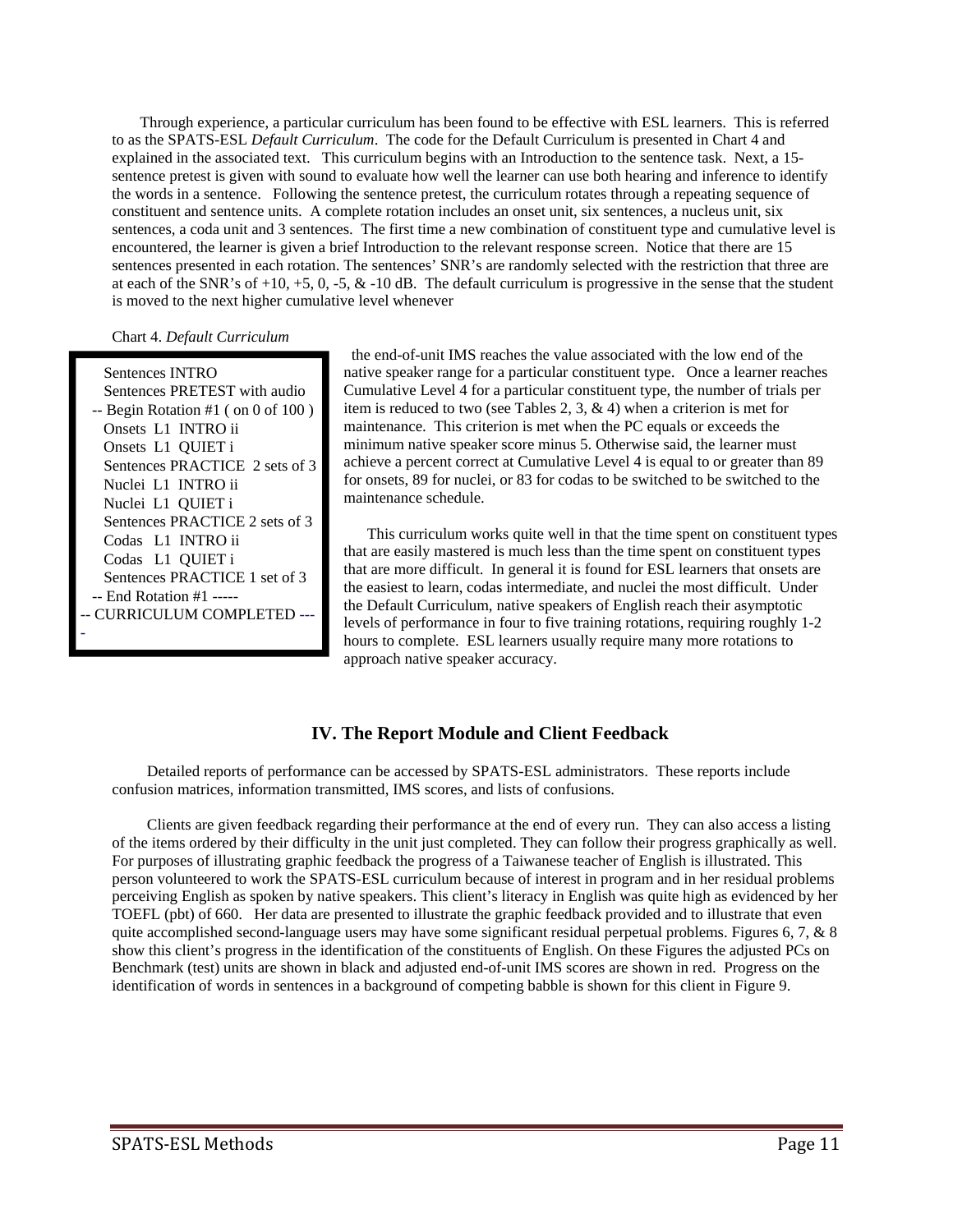Through experience, a particular curriculum has been found to be effective with ESL learners. This is referred to as the SPATS-ESL *Default Curriculum*. The code for the Default Curriculum is presented in Chart 4 and explained in the associated text. This curriculum begins with an Introduction to the sentence task. Next, a 15-sentence pretest is given with sound to evaluate how well the learner can use both hearing and inference to identify the words in a sentence. Following the sentence pretest, the curriculum rotates through a repeating sequence of constituent and sentence units. A complete rotation includes an onset unit, six sentences, a nucleus unit, six sentences, a coda unit and 3 sentences. The first time a new combination of constituent type and cumulative level is encountered, the learner is given a brief Introduction to the relevant response screen. Notice that there are 15 sentences presented in each rotation. The sentences' SNR's are randomly selected with the restriction that three are at each of the SNR's of +10, +5, 0, -5, & -10 dB. The default curriculum is progressive in the sense that the student is moved to the next higher cumulative level whenever the end-of-unit IMS reaches the value associated with the low end of the native speaker range for a particular constituent type. Once a learner reaches Cumulative Level 4 for a particular constituent type, the number of trials per item is reduced to two (see Tables 2, 3, & 4) when a criterion is met for maintenance. This criterion is met when the PC equals or exceeds the minimum native speaker score minus 5. Otherwise said, the learner must achieve a percent correct at Cumulative Level 4 is equal to or greater than 89 for onsets, 89 for nuclei, or 83 for codas to be switched to be switched to the maintenance schedule.

Chart 4. *Default Curriculum*

```
  Sentences INTRO
  Sentences PRETEST with audio
-- Begin Rotation #1 ( on 0 of 100 )
  Onsets  L1  INTRO ii
  Onsets  L1  QUIET i
  Sentences PRACTICE  2 sets of 3
  Nuclei  L1  INTRO ii
  Nuclei  L1  QUIET i
  Sentences PRACTICE 2 sets of 3
  Codas   L1  INTRO ii
  Codas   L1  QUIET i
  Sentences PRACTICE 1 set of 3
-- End Rotation #1 -----
-- CURRICULUM COMPLETED ----
```

This curriculum works quite well in that the time spent on constituent types that are easily mastered is much less than the time spent on constituent types that are more difficult. In general it is found for ESL learners that onsets are the easiest to learn, codas intermediate, and nuclei the most difficult. Under the Default Curriculum, native speakers of English reach their asymptotic levels of performance in four to five training rotations, requiring roughly 1-2 hours to complete. ESL learners usually require many more rotations to approach native speaker accuracy.

## IV. The Report Module and Client Feedback

Detailed reports of performance can be accessed by SPATS-ESL administrators. These reports include confusion matrices, information transmitted, IMS scores, and lists of confusions.

Clients are given feedback regarding their performance at the end of every run. They can also access a listing of the items ordered by their difficulty in the unit just completed. They can follow their progress graphically as well. For purposes of illustrating graphic feedback the progress of a Taiwanese teacher of English is illustrated. This person volunteered to work the SPATS-ESL curriculum because of interest in program and in her residual problems perceiving English as spoken by native speakers. This client's literacy in English was quite high as evidenced by her TOEFL (pbt) of 660. Her data are presented to illustrate the graphic feedback provided and to illustrate that even quite accomplished second-language users may have some significant residual perpetual problems. Figures 6, 7, & 8 show this client's progress in the identification of the constituents of English. On these Figures the adjusted PCs on Benchmark (test) units are shown in black and adjusted end-of-unit IMS scores are shown in red. Progress on the identification of words in sentences in a background of competing babble is shown for this client in Figure 9.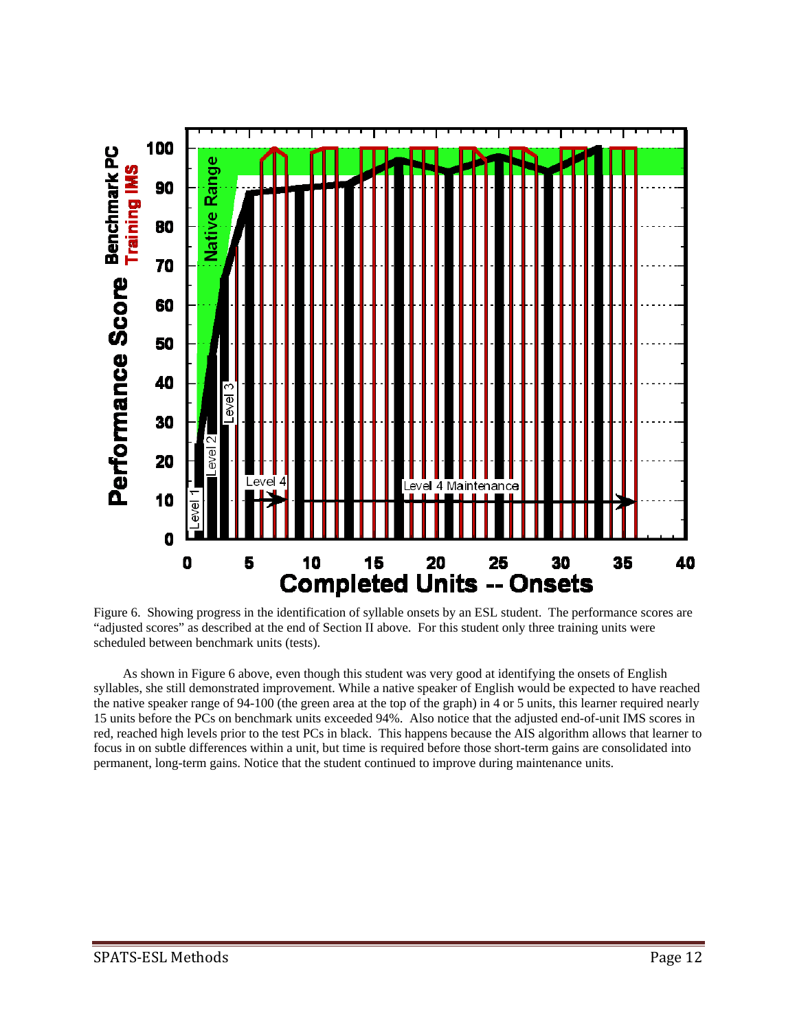Figure 6. Showing progress in the identification of syllable onsets by an ESL student. The performance scores are "adjusted scores" as described at the end of Section II above. For this student only three training units were scheduled between benchmark units (tests).

As shown in Figure 6 above, even though this student was very good at identifying the onsets of English syllables, she still demonstrated improvement. While a native speaker of English would be expected to have reached the native speaker range of 94-100 (the green area at the top of the graph) in 4 or 5 units, this learner required nearly 15 units before the PCs on benchmark units exceeded 94%. Also notice that the adjusted end-of-unit IMS scores in red, reached high levels prior to the test PCs in black. This happens because the AIS algorithm allows that learner to focus in on subtle differences within a unit, but time is required before those short-term gains are consolidated into permanent, long-term gains. Notice that the student continued to improve during maintenance units.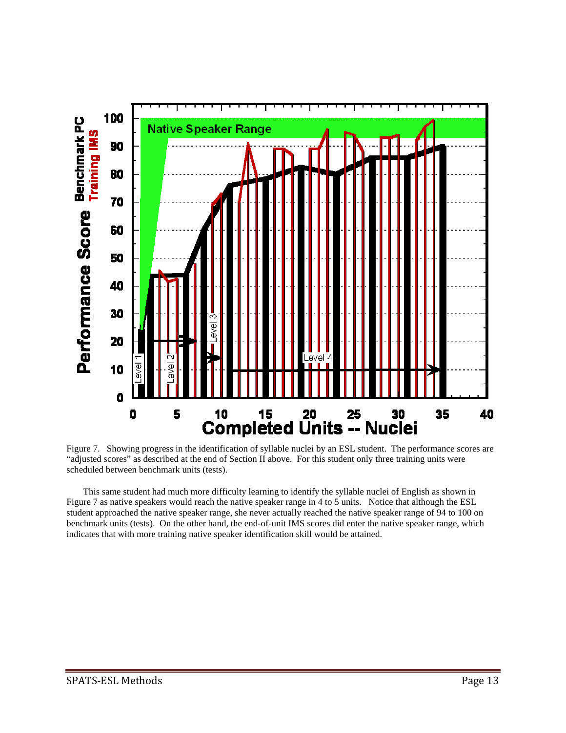Figure 7. Showing progress in the identification of syllable nuclei by an ESL student. The performance scores are "adjusted scores" as described at the end of Section II above. For this student only three training units were scheduled between benchmark units (tests).

This same student had much more difficulty learning to identify the syllable nuclei of English as shown in Figure 7 as native speakers would reach the native speaker range in 4 to 5 units. Notice that although the ESL student approached the native speaker range, she never actually reached the native speaker range of 94 to 100 on benchmark units (tests). On the other hand, the end-of-unit IMS scores did enter the native speaker range, which indicates that with more training native speaker identification skill would be attained.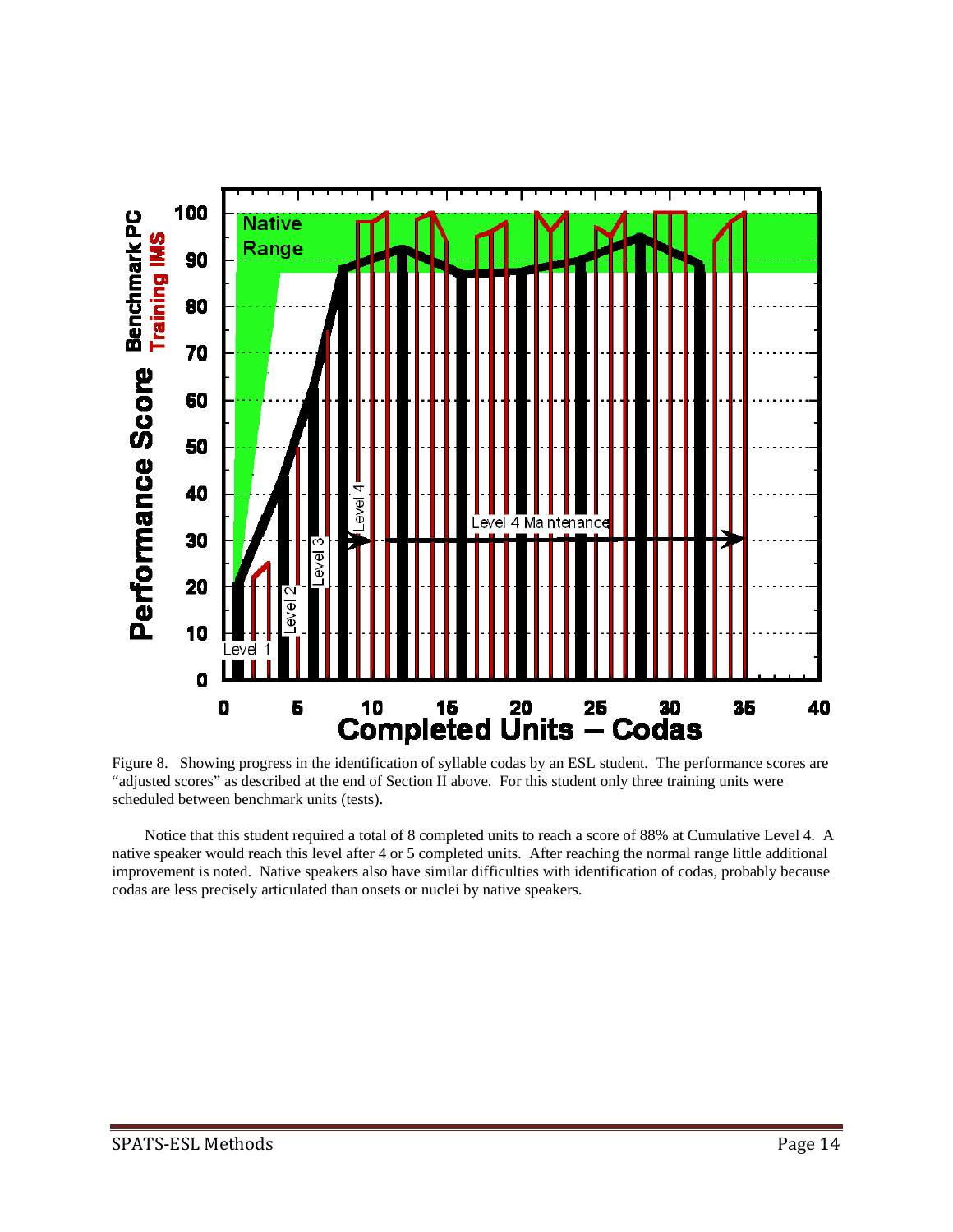Figure 8. Showing progress in the identification of syllable codas by an ESL student. The performance scores are "adjusted scores" as described at the end of Section II above. For this student only three training units were scheduled between benchmark units (tests).

Notice that this student required a total of 8 completed units to reach a score of 88% at Cumulative Level 4. A native speaker would reach this level after 4 or 5 completed units. After reaching the normal range little additional improvement is noted. Native speakers also have similar difficulties with identification of codas, probably because codas are less precisely articulated than onsets or nuclei by native speakers.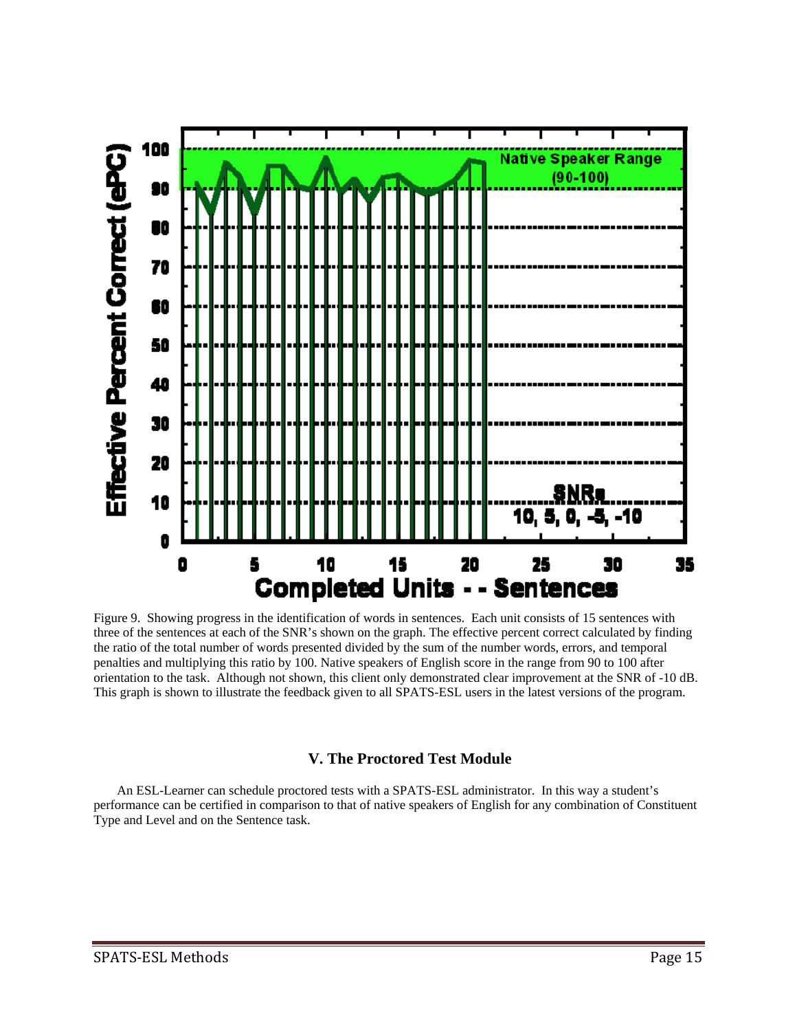Figure 9. Showing progress in the identification of words in sentences. Each unit consists of 15 sentences with three of the sentences at each of the SNR's shown on the graph. The effective percent correct calculated by finding the ratio of the total number of words presented divided by the sum of the number words, errors, and temporal penalties and multiplying this ratio by 100. Native speakers of English score in the range from 90 to 100 after orientation to the task. Although not shown, this client only demonstrated clear improvement at the SNR of -10 dB. This graph is shown to illustrate the feedback given to all SPATS-ESL users in the latest versions of the program.

## V. The Proctored Test Module

An ESL-Learner can schedule proctored tests with a SPATS-ESL administrator. In this way a student's performance can be certified in comparison to that of native speakers of English for any combination of Constituent Type and Level and on the Sentence task.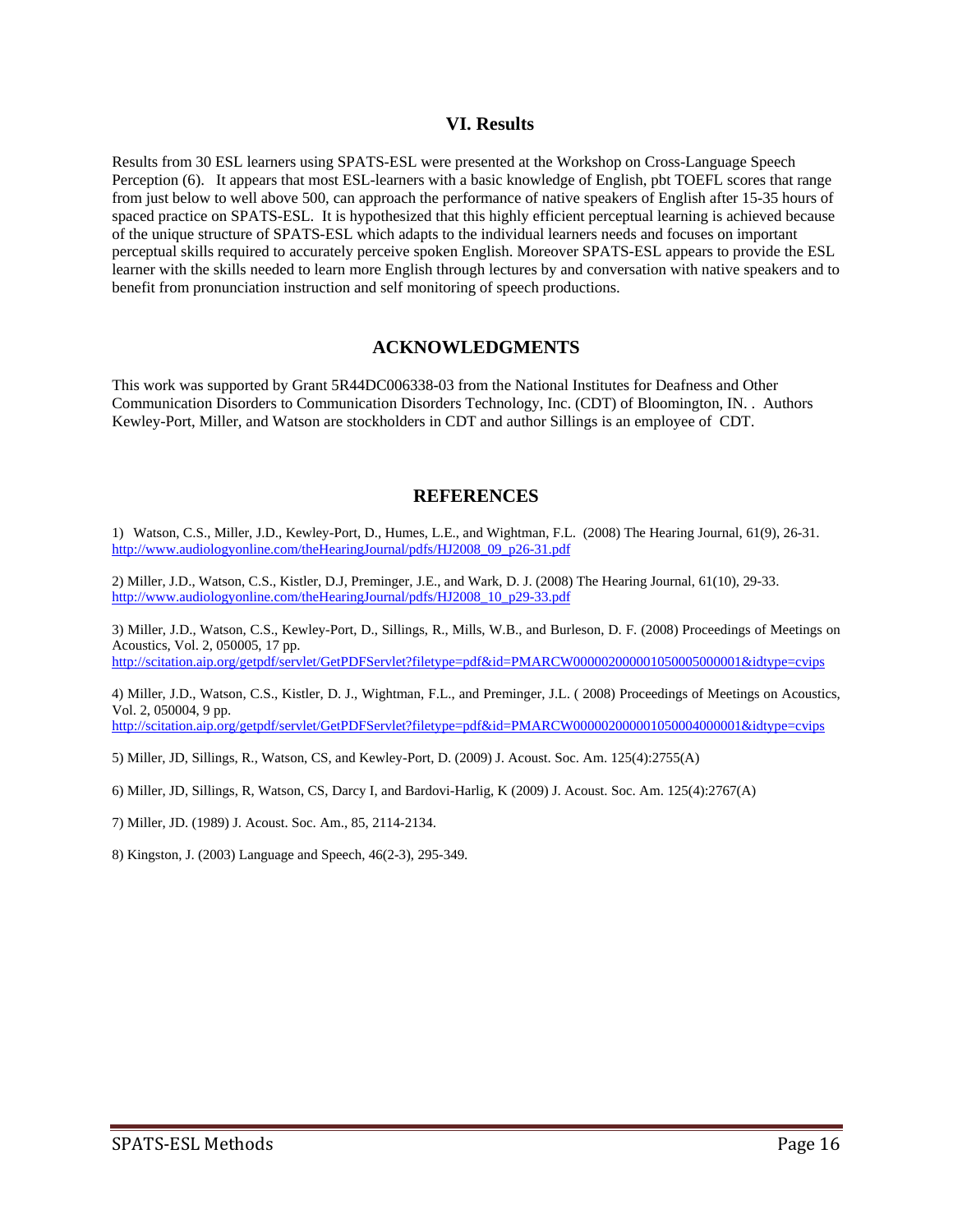## VI. Results

Results from 30 ESL learners using SPATS-ESL were presented at the Workshop on Cross-Language Speech Perception (6). It appears that most ESL-learners with a basic knowledge of English, pbt TOEFL scores that range from just below to well above 500, can approach the performance of native speakers of English after 15-35 hours of spaced practice on SPATS-ESL. It is hypothesized that this highly efficient perceptual learning is achieved because of the unique structure of SPATS-ESL which adapts to the individual learners needs and focuses on important perceptual skills required to accurately perceive spoken English. Moreover SPATS-ESL appears to provide the ESL learner with the skills needed to learn more English through lectures by and conversation with native speakers and to benefit from pronunciation instruction and self monitoring of speech productions.

## ACKNOWLEDGMENTS

This work was supported by Grant 5R44DC006338-03 from the National Institutes for Deafness and Other Communication Disorders to Communication Disorders Technology, Inc. (CDT) of Bloomington, IN. . Authors Kewley-Port, Miller, and Watson are stockholders in CDT and author Sillings is an employee of CDT.

## REFERENCES

1) Watson, C.S., Miller, J.D., Kewley-Port, D., Humes, L.E., and Wightman, F.L. (2008) The Hearing Journal, 61(9), 26-31. http://www.audiologyonline.com/theHearingJournal/pdfs/HJ2008_09_p26-31.pdf

2) Miller, J.D., Watson, C.S., Kistler, D.J, Preminger, J.E., and Wark, D. J. (2008) The Hearing Journal, 61(10), 29-33. http://www.audiologyonline.com/theHearingJournal/pdfs/HJ2008_10_p29-33.pdf

3) Miller, J.D., Watson, C.S., Kewley-Port, D., Sillings, R., Mills, W.B., and Burleson, D. F. (2008) Proceedings of Meetings on Acoustics, Vol. 2, 050005, 17 pp. http://scitation.aip.org/getpdf/servlet/GetPDFServlet?filetype=pdf&id=PMARCW000002000001050005000001&idtype=cvips

4) Miller, J.D., Watson, C.S., Kistler, D. J., Wightman, F.L., and Preminger, J.L. ( 2008) Proceedings of Meetings on Acoustics, Vol. 2, 050004, 9 pp. http://scitation.aip.org/getpdf/servlet/GetPDFServlet?filetype=pdf&id=PMARCW000002000001050004000001&idtype=cvips

5) Miller, JD, Sillings, R., Watson, CS, and Kewley-Port, D. (2009) J. Acoust. Soc. Am. 125(4):2755(A)

6) Miller, JD, Sillings, R, Watson, CS, Darcy I, and Bardovi-Harlig, K (2009) J. Acoust. Soc. Am. 125(4):2767(A)

7) Miller, JD. (1989) J. Acoust. Soc. Am., 85, 2114-2134.

8) Kingston, J. (2003) Language and Speech, 46(2-3), 295-349.